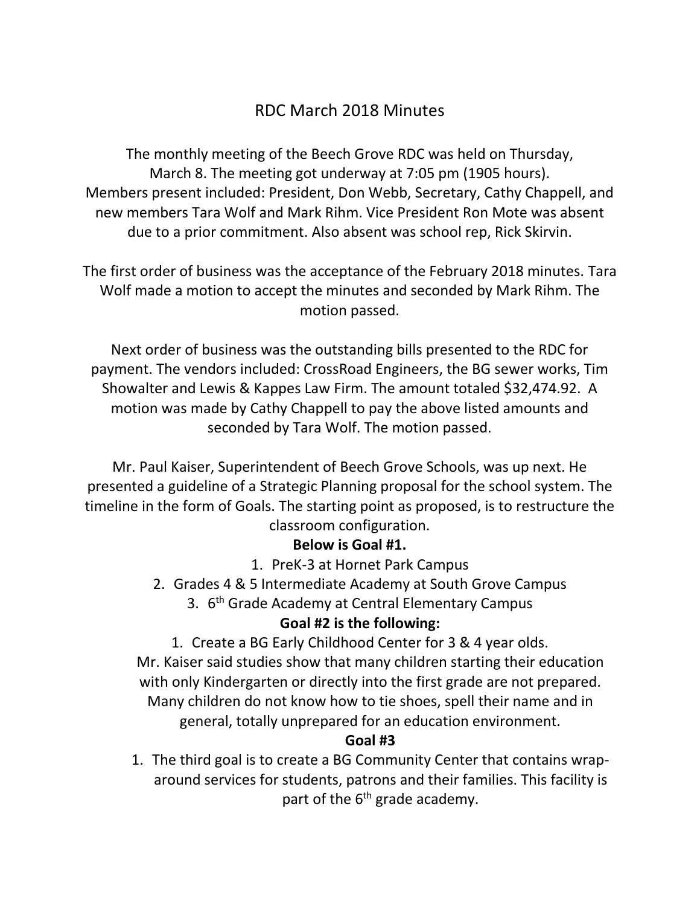# RDC March 2018 Minutes

The monthly meeting of the Beech Grove RDC was held on Thursday, March 8. The meeting got underway at 7:05 pm (1905 hours). Members present included: President, Don Webb, Secretary, Cathy Chappell, and new members Tara Wolf and Mark Rihm. Vice President Ron Mote was absent due to a prior commitment. Also absent was school rep, Rick Skirvin.

The first order of business was the acceptance of the February 2018 minutes. Tara Wolf made a motion to accept the minutes and seconded by Mark Rihm. The motion passed.

Next order of business was the outstanding bills presented to the RDC for payment. The vendors included: CrossRoad Engineers, the BG sewer works, Tim Showalter and Lewis & Kappes Law Firm. The amount totaled $32,474.92. A motion was made by Cathy Chappell to pay the above listed amounts and seconded by Tara Wolf. The motion passed.

Mr. Paul Kaiser, Superintendent of Beech Grove Schools, was up next. He presented a guideline of a Strategic Planning proposal for the school system. The timeline in the form of Goals. The starting point as proposed, is to restructure the classroom configuration.

**Below is Goal #1.**

1. PreK-3 at Hornet Park Campus
2. Grades 4 & 5 Intermediate Academy at South Grove Campus
3. 6th Grade Academy at Central Elementary Campus

**Goal #2 is the following:**

1. Create a BG Early Childhood Center for 3 & 4 year olds.

Mr. Kaiser said studies show that many children starting their education with only Kindergarten or directly into the first grade are not prepared. Many children do not know how to tie shoes, spell their name and in general, totally unprepared for an education environment.

**Goal #3**

1. The third goal is to create a BG Community Center that contains wrap-around services for students, patrons and their families. This facility is part of the 6th grade academy.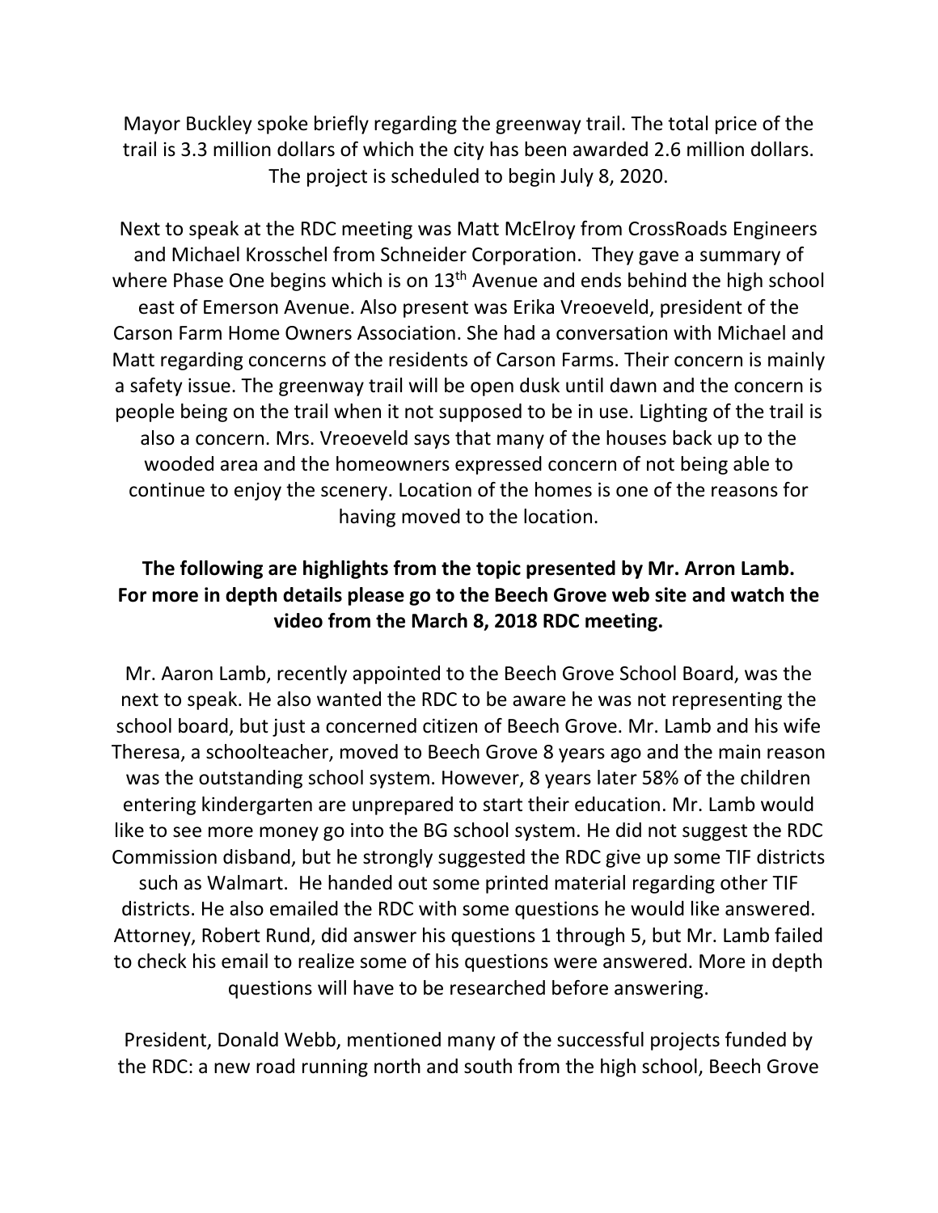Mayor Buckley spoke briefly regarding the greenway trail. The total price of the trail is 3.3 million dollars of which the city has been awarded 2.6 million dollars. The project is scheduled to begin July 8, 2020.

Next to speak at the RDC meeting was Matt McElroy from CrossRoads Engineers and Michael Krosschel from Schneider Corporation. They gave a summary of where Phase One begins which is on 13th Avenue and ends behind the high school east of Emerson Avenue. Also present was Erika Vreoeveld, president of the Carson Farm Home Owners Association. She had a conversation with Michael and Matt regarding concerns of the residents of Carson Farms. Their concern is mainly a safety issue. The greenway trail will be open dusk until dawn and the concern is people being on the trail when it not supposed to be in use. Lighting of the trail is also a concern. Mrs. Vreoeveld says that many of the houses back up to the wooded area and the homeowners expressed concern of not being able to continue to enjoy the scenery. Location of the homes is one of the reasons for having moved to the location.

**The following are highlights from the topic presented by Mr. Arron Lamb. For more in depth details please go to the Beech Grove web site and watch the video from the March 8, 2018 RDC meeting.**

Mr. Aaron Lamb, recently appointed to the Beech Grove School Board, was the next to speak. He also wanted the RDC to be aware he was not representing the school board, but just a concerned citizen of Beech Grove. Mr. Lamb and his wife Theresa, a schoolteacher, moved to Beech Grove 8 years ago and the main reason was the outstanding school system. However, 8 years later 58% of the children entering kindergarten are unprepared to start their education. Mr. Lamb would like to see more money go into the BG school system. He did not suggest the RDC Commission disband, but he strongly suggested the RDC give up some TIF districts such as Walmart. He handed out some printed material regarding other TIF districts. He also emailed the RDC with some questions he would like answered. Attorney, Robert Rund, did answer his questions 1 through 5, but Mr. Lamb failed to check his email to realize some of his questions were answered. More in depth questions will have to be researched before answering.

President, Donald Webb, mentioned many of the successful projects funded by the RDC: a new road running north and south from the high school, Beech Grove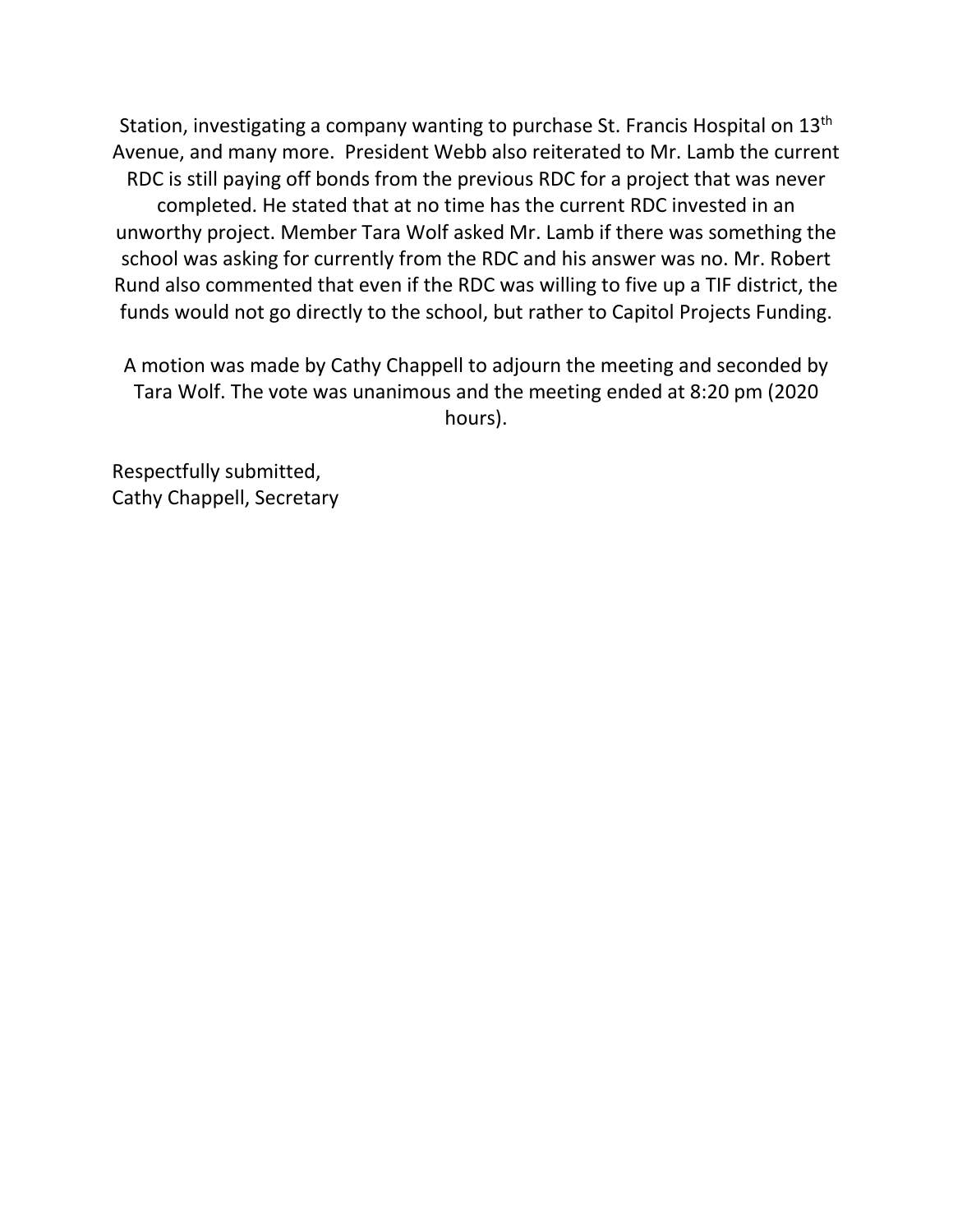Station, investigating a company wanting to purchase St. Francis Hospital on 13th Avenue, and many more. President Webb also reiterated to Mr. Lamb the current RDC is still paying off bonds from the previous RDC for a project that was never completed. He stated that at no time has the current RDC invested in an unworthy project. Member Tara Wolf asked Mr. Lamb if there was something the school was asking for currently from the RDC and his answer was no. Mr. Robert Rund also commented that even if the RDC was willing to five up a TIF district, the funds would not go directly to the school, but rather to Capitol Projects Funding.

A motion was made by Cathy Chappell to adjourn the meeting and seconded by Tara Wolf. The vote was unanimous and the meeting ended at 8:20 pm (2020 hours).

Respectfully submitted,
Cathy Chappell, Secretary